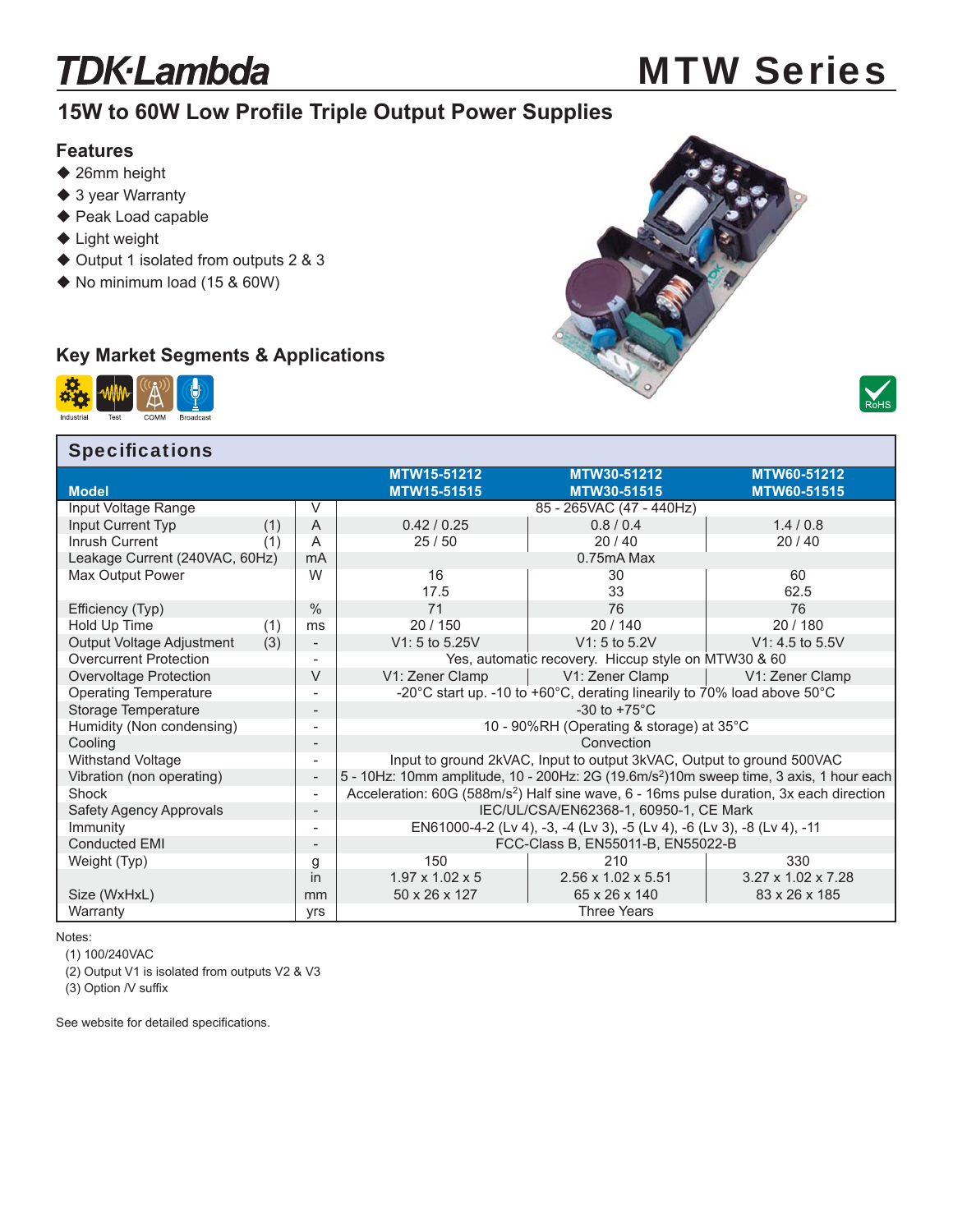# TDK-Lambda

# MTW Series

## 15W to 60W Low Profile Triple Output Power Supplies

### Features

- 26mm height
- 3 year Warranty
- Peak Load capable
- Light weight
- Output 1 isolated from outputs 2 & 3
- No minimum load (15 & 60W)

### Key Market Segments & Applications

Industrial, Test, COMM, Broadcast

RoHS

## Specifications

| Model | | | MTW15-51212<br>MTW15-51515 | MTW30-51212<br>MTW30-51515 | MTW60-51212<br>MTW60-51515 |
|---|---|---|---|---|---|
| Input Voltage Range | | V | 85 - 265VAC (47 - 440Hz) | | |
| Input Current Typ | (1) | A | 0.42 / 0.25 | 0.8 / 0.4 | 1.4 / 0.8 |
| Inrush Current | (1) | A | 25 / 50 | 20 / 40 | 20 / 40 |
| Leakage Current (240VAC, 60Hz) | | mA | 0.75mA Max | | |
| Max Output Power | | W | 16<br>17.5 | 30<br>33 | 60<br>62.5 |
| Efficiency (Typ) | | % | 71 | 76 | 76 |
| Hold Up Time | (1) | ms | 20 / 150 | 20 / 140 | 20 / 180 |
| Output Voltage Adjustment | (3) | - | V1: 5 to 5.25V | V1: 5 to 5.2V | V1: 4.5 to 5.5V |
| Overcurrent Protection | | - | Yes, automatic recovery. Hiccup style on MTW30 & 60 | | |
| Overvoltage Protection | | V | V1: Zener Clamp | V1: Zener Clamp | V1: Zener Clamp |
| Operating Temperature | | - | -20°C start up. -10 to +60°C, derating linearly to 70% load above 50°C | | |
| Storage Temperature | | - | -30 to +75°C | | |
| Humidity (Non condensing) | | - | 10 - 90%RH (Operating & storage) at 35°C | | |
| Cooling | | - | Convection | | |
| Withstand Voltage | | - | Input to ground 2kVAC, Input to output 3kVAC, Output to ground 500VAC | | |
| Vibration (non operating) | | - | 5 - 10Hz: 10mm amplitude, 10 - 200Hz: 2G (19.6m/s$^2$)10m sweep time, 3 axis, 1 hour each | | |
| Shock | | - | Acceleration: 60G (588m/s$^2$) Half sine wave, 6 - 16ms pulse duration, 3x each direction | | |
| Safety Agency Approvals | | - | IEC/UL/CSA/EN62368-1, 60950-1, CE Mark | | |
| Immunity | | - | EN61000-4-2 (Lv 4), -3, -4 (Lv 3), -5 (Lv 4), -6 (Lv 3), -8 (Lv 4), -11 | | |
| Conducted EMI | | - | FCC-Class B, EN55011-B, EN55022-B | | |
| Weight (Typ) | | g | 150 | 210 | 330 |
| Size (WxHxL) | | in | 1.97 x 1.02 x 5 | 2.56 x 1.02 x 5.51 | 3.27 x 1.02 x 7.28 |
| | | mm | 50 x 26 x 127 | 65 x 26 x 140 | 83 x 26 x 185 |
| Warranty | | yrs | Three Years | | |

Notes:

(1) 100/240VAC

(2) Output V1 is isolated from outputs V2 & V3

(3) Option /V suffix

See website for detailed specifications.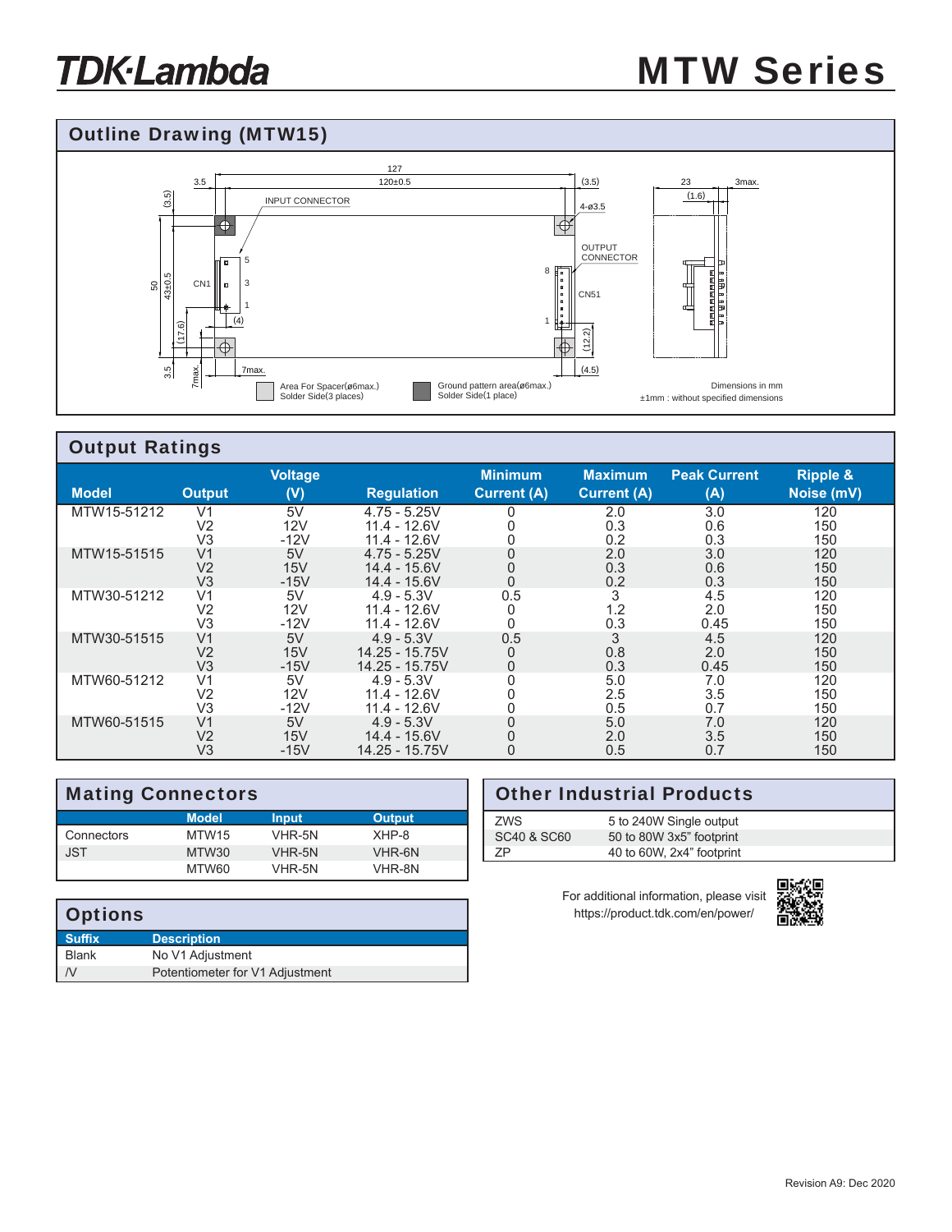## Outline Drawing (MTW15)

127
120±0.5
3.5
(3.5)
(3.5)
INPUT CONNECTOR
4-ø3.5
23
3max.
(1.6)
OUTPUT CONNECTOR
CN51
CN1
5
3
1
8
1
50
43±0.5
(17.6)
(4)
(12.2)
(4.5)
3.5
7max.
7max.

Area For Spacer(ø6max.) Solder Side(3 places)

Ground pattern area(ø6max.) Solder Side(1 place)

Dimensions in mm
±1mm : without specified dimensions

## Output Ratings

| Model | Output | Voltage (V) | Regulation | Minimum Current (A) | Maximum Current (A) | Peak Current (A) | Ripple & Noise (mV) |
|---|---|---|---|---|---|---|---|
| MTW15-51212 | V1 | 5V | 4.75 - 5.25V | 0 | 2.0 | 3.0 | 120 |
| | V2 | 12V | 11.4 - 12.6V | 0 | 0.3 | 0.6 | 150 |
| | V3 | -12V | 11.4 - 12.6V | 0 | 0.2 | 0.3 | 150 |
| MTW15-51515 | V1 | 5V | 4.75 - 5.25V | 0 | 2.0 | 3.0 | 120 |
| | V2 | 15V | 14.4 - 15.6V | 0 | 0.3 | 0.6 | 150 |
| | V3 | -15V | 14.4 - 15.6V | 0 | 0.2 | 0.3 | 150 |
| MTW30-51212 | V1 | 5V | 4.9 - 5.3V | 0.5 | 3 | 4.5 | 120 |
| | V2 | 12V | 11.4 - 12.6V | 0 | 1.2 | 2.0 | 150 |
| | V3 | -12V | 11.4 - 12.6V | 0 | 0.3 | 0.45 | 150 |
| MTW30-51515 | V1 | 5V | 4.9 - 5.3V | 0.5 | 3 | 4.5 | 120 |
| | V2 | 15V | 14.25 - 15.75V | 0 | 0.8 | 2.0 | 150 |
| | V3 | -15V | 14.25 - 15.75V | 0 | 0.3 | 0.45 | 150 |
| MTW60-51212 | V1 | 5V | 4.9 - 5.3V | 0 | 5.0 | 7.0 | 120 |
| | V2 | 12V | 11.4 - 12.6V | 0 | 2.5 | 3.5 | 150 |
| | V3 | -12V | 11.4 - 12.6V | 0 | 0.5 | 0.7 | 150 |
| MTW60-51515 | V1 | 5V | 4.9 - 5.3V | 0 | 5.0 | 7.0 | 120 |
| | V2 | 15V | 14.4 - 15.6V | 0 | 2.0 | 3.5 | 150 |
| | V3 | -15V | 14.25 - 15.75V | 0 | 0.5 | 0.7 | 150 |

## Mating Connectors

| | Model | Input | Output |
|---|---|---|---|
| Connectors | MTW15 | VHR-5N | XHP-8 |
| JST | MTW30 | VHR-5N | VHR-6N |
| | MTW60 | VHR-5N | VHR-8N |

## Options

| Suffix | Description |
|---|---|
| Blank | No V1 Adjustment |
| /V | Potentiometer for V1 Adjustment |

## Other Industrial Products

| | |
|---|---|
| ZWS | 5 to 240W Single output |
| SC40 & SC60 | 50 to 80W 3x5" footprint |
| ZP | 40 to 60W, 2x4" footprint |

For additional information, please visit https://product.tdk.com/en/power/

Revision A9: Dec 2020